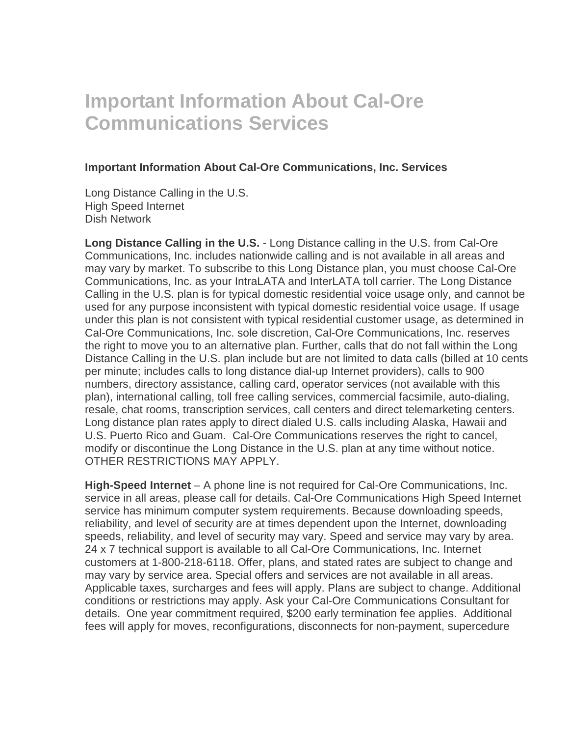# Important Information About Cal-Ore Communications Services

**Important Information About Cal-Ore Communications, Inc. Services**

Long Distance Calling in the U.S.
High Speed Internet
Dish Network

**Long Distance Calling in the U.S.** - Long Distance calling in the U.S. from Cal-Ore Communications, Inc. includes nationwide calling and is not available in all areas and may vary by market. To subscribe to this Long Distance plan, you must choose Cal-Ore Communications, Inc. as your IntraLATA and InterLATA toll carrier. The Long Distance Calling in the U.S. plan is for typical domestic residential voice usage only, and cannot be used for any purpose inconsistent with typical domestic residential voice usage. If usage under this plan is not consistent with typical residential customer usage, as determined in Cal-Ore Communications, Inc. sole discretion, Cal-Ore Communications, Inc. reserves the right to move you to an alternative plan. Further, calls that do not fall within the Long Distance Calling in the U.S. plan include but are not limited to data calls (billed at 10 cents per minute; includes calls to long distance dial-up Internet providers), calls to 900 numbers, directory assistance, calling card, operator services (not available with this plan), international calling, toll free calling services, commercial facsimile, auto-dialing, resale, chat rooms, transcription services, call centers and direct telemarketing centers. Long distance plan rates apply to direct dialed U.S. calls including Alaska, Hawaii and U.S. Puerto Rico and Guam. Cal-Ore Communications reserves the right to cancel, modify or discontinue the Long Distance in the U.S. plan at any time without notice. OTHER RESTRICTIONS MAY APPLY.

**High-Speed Internet** – A phone line is not required for Cal-Ore Communications, Inc. service in all areas, please call for details. Cal-Ore Communications High Speed Internet service has minimum computer system requirements. Because downloading speeds, reliability, and level of security are at times dependent upon the Internet, downloading speeds, reliability, and level of security may vary. Speed and service may vary by area. 24 x 7 technical support is available to all Cal-Ore Communications, Inc. Internet customers at 1-800-218-6118. Offer, plans, and stated rates are subject to change and may vary by service area. Special offers and services are not available in all areas. Applicable taxes, surcharges and fees will apply. Plans are subject to change. Additional conditions or restrictions may apply. Ask your Cal-Ore Communications Consultant for details. One year commitment required, $200 early termination fee applies. Additional fees will apply for moves, reconfigurations, disconnects for non-payment, supercedure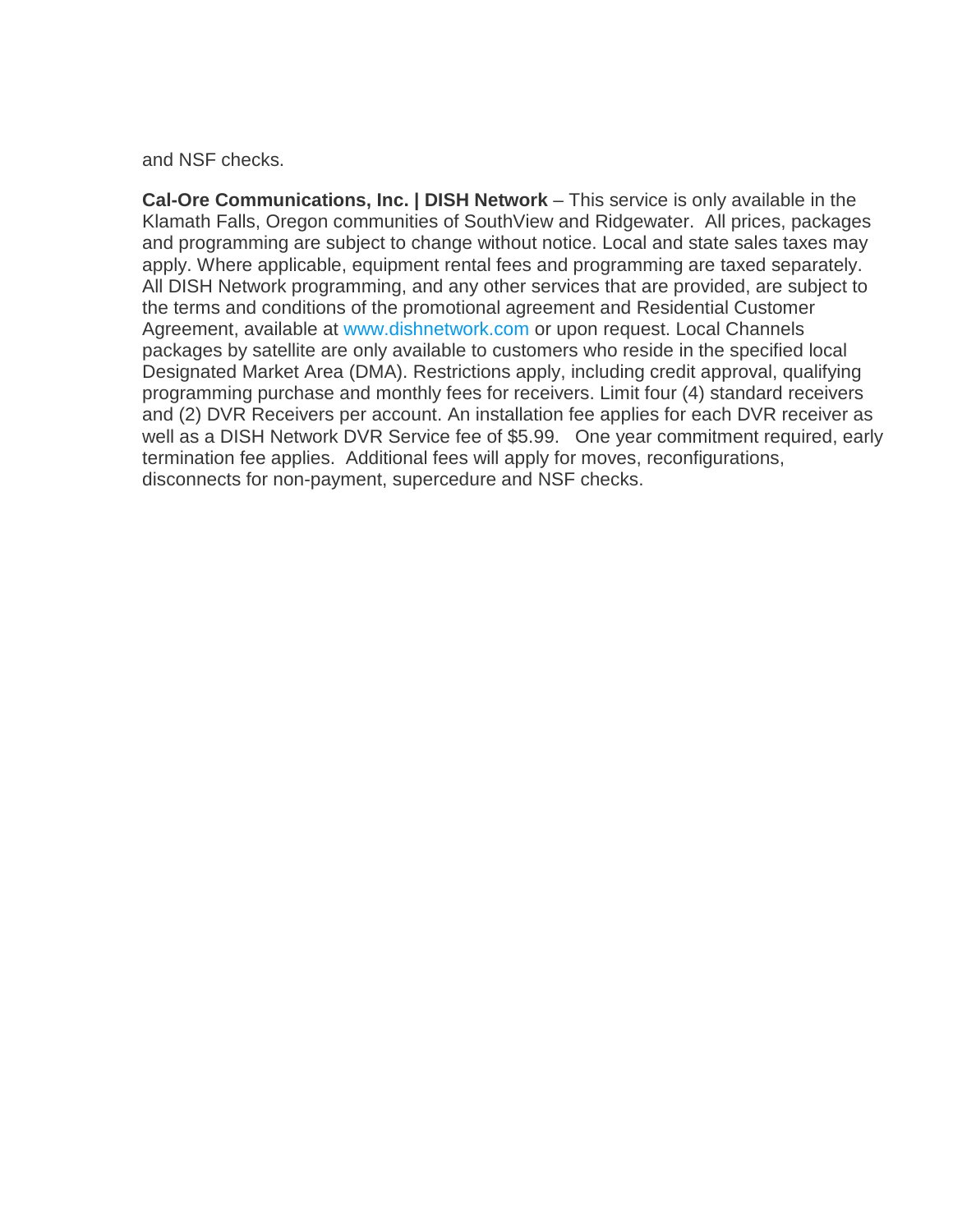and NSF checks.

**Cal-Ore Communications, Inc. | DISH Network** – This service is only available in the Klamath Falls, Oregon communities of SouthView and Ridgewater. All prices, packages and programming are subject to change without notice. Local and state sales taxes may apply. Where applicable, equipment rental fees and programming are taxed separately. All DISH Network programming, and any other services that are provided, are subject to the terms and conditions of the promotional agreement and Residential Customer Agreement, available at www.dishnetwork.com or upon request. Local Channels packages by satellite are only available to customers who reside in the specified local Designated Market Area (DMA). Restrictions apply, including credit approval, qualifying programming purchase and monthly fees for receivers. Limit four (4) standard receivers and (2) DVR Receivers per account. An installation fee applies for each DVR receiver as well as a DISH Network DVR Service fee of $5.99. One year commitment required, early termination fee applies. Additional fees will apply for moves, reconfigurations, disconnects for non-payment, supercedure and NSF checks.